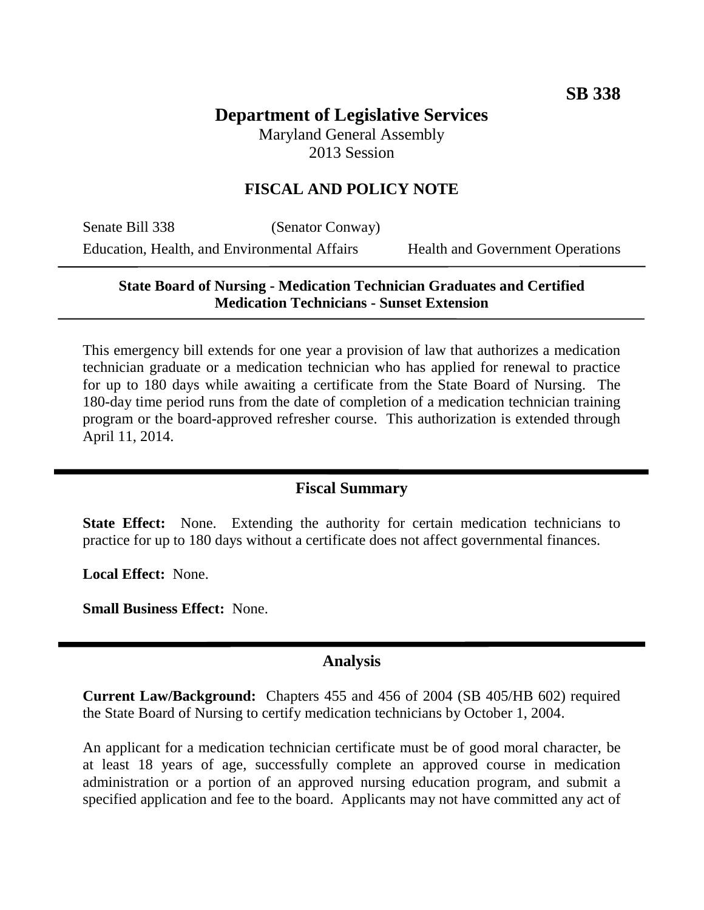**SB 338**

# Department of Legislative Services

Maryland General Assembly
2013 Session

## FISCAL AND POLICY NOTE

Senate Bill 338 (Senator Conway)
Education, Health, and Environmental Affairs — Health and Government Operations

**State Board of Nursing - Medication Technician Graduates and Certified Medication Technicians - Sunset Extension**

This emergency bill extends for one year a provision of law that authorizes a medication technician graduate or a medication technician who has applied for renewal to practice for up to 180 days while awaiting a certificate from the State Board of Nursing. The 180-day time period runs from the date of completion of a medication technician training program or the board-approved refresher course. This authorization is extended through April 11, 2014.

## Fiscal Summary

**State Effect:** None. Extending the authority for certain medication technicians to practice for up to 180 days without a certificate does not affect governmental finances.

**Local Effect:** None.

**Small Business Effect:** None.

## Analysis

**Current Law/Background:** Chapters 455 and 456 of 2004 (SB 405/HB 602) required the State Board of Nursing to certify medication technicians by October 1, 2004.

An applicant for a medication technician certificate must be of good moral character, be at least 18 years of age, successfully complete an approved course in medication administration or a portion of an approved nursing education program, and submit a specified application and fee to the board. Applicants may not have committed any act of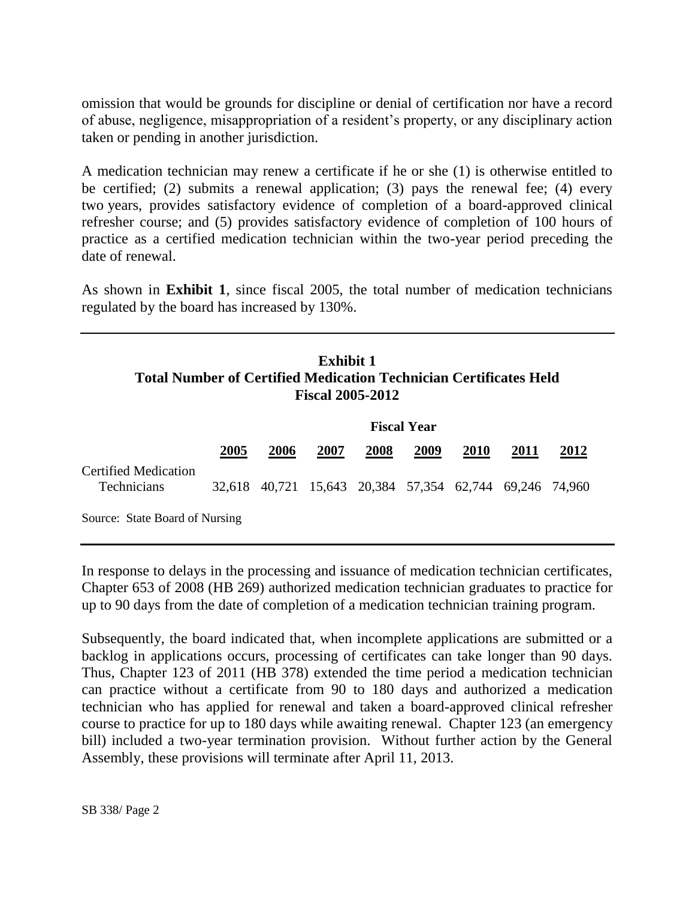omission that would be grounds for discipline or denial of certification nor have a record of abuse, negligence, misappropriation of a resident's property, or any disciplinary action taken or pending in another jurisdiction.

A medication technician may renew a certificate if he or she (1) is otherwise entitled to be certified; (2) submits a renewal application; (3) pays the renewal fee; (4) every two years, provides satisfactory evidence of completion of a board-approved clinical refresher course; and (5) provides satisfactory evidence of completion of 100 hours of practice as a certified medication technician within the two-year period preceding the date of renewal.

As shown in **Exhibit 1**, since fiscal 2005, the total number of medication technicians regulated by the board has increased by 130%.

**Exhibit 1**
**Total Number of Certified Medication Technician Certificates Held**
**Fiscal 2005-2012**

| | **Fiscal Year** | | | | | | | |
|---|---|---|---|---|---|---|---|---|
| | **2005** | **2006** | **2007** | **2008** | **2009** | **2010** | **2011** | **2012** |
| Certified Medication Technicians | 32,618 | 40,721 | 15,643 | 20,384 | 57,354 | 62,744 | 69,246 | 74,960 |

Source: State Board of Nursing

In response to delays in the processing and issuance of medication technician certificates, Chapter 653 of 2008 (HB 269) authorized medication technician graduates to practice for up to 90 days from the date of completion of a medication technician training program.

Subsequently, the board indicated that, when incomplete applications are submitted or a backlog in applications occurs, processing of certificates can take longer than 90 days. Thus, Chapter 123 of 2011 (HB 378) extended the time period a medication technician can practice without a certificate from 90 to 180 days and authorized a medication technician who has applied for renewal and taken a board-approved clinical refresher course to practice for up to 180 days while awaiting renewal. Chapter 123 (an emergency bill) included a two-year termination provision. Without further action by the General Assembly, these provisions will terminate after April 11, 2013.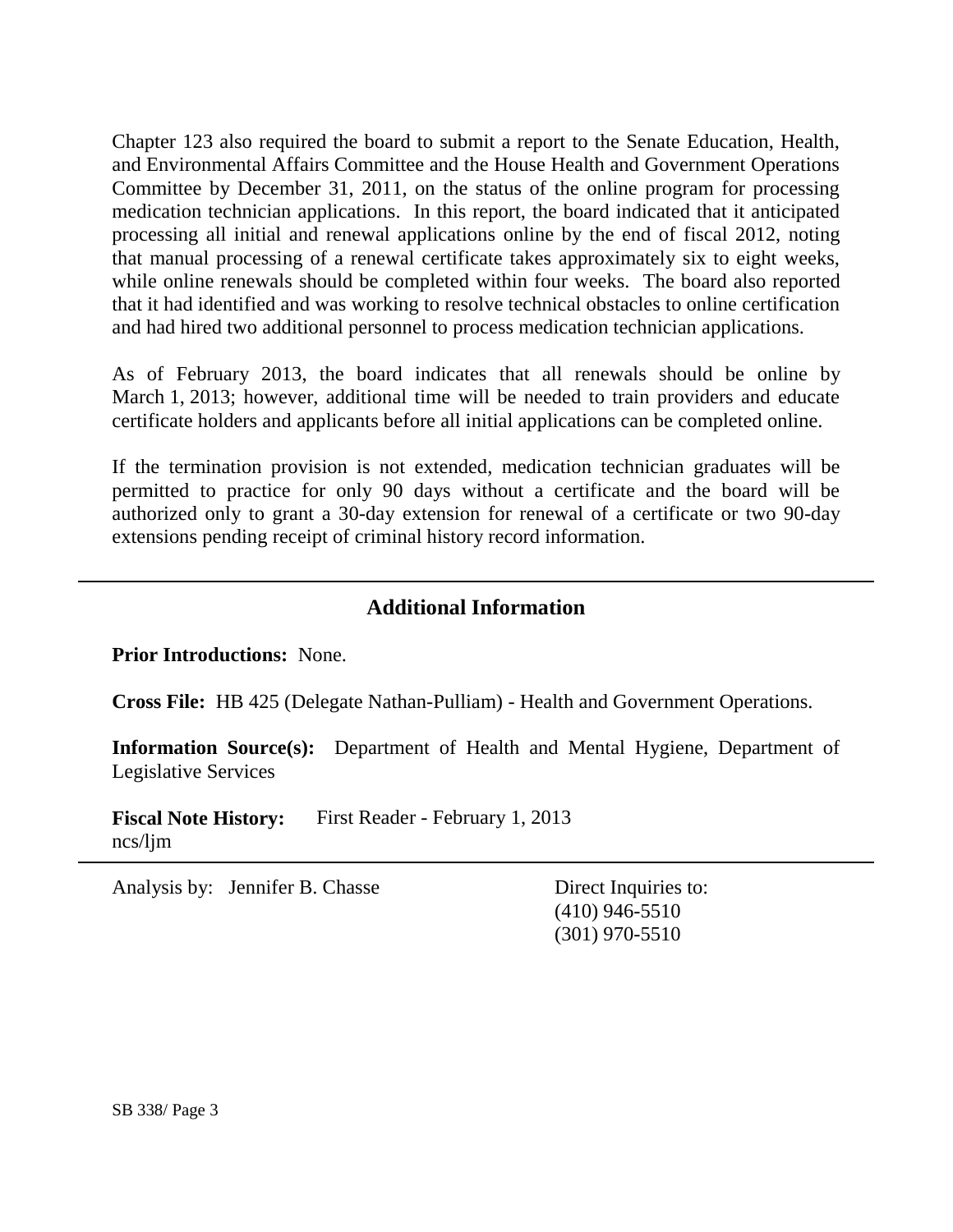Chapter 123 also required the board to submit a report to the Senate Education, Health, and Environmental Affairs Committee and the House Health and Government Operations Committee by December 31, 2011, on the status of the online program for processing medication technician applications. In this report, the board indicated that it anticipated processing all initial and renewal applications online by the end of fiscal 2012, noting that manual processing of a renewal certificate takes approximately six to eight weeks, while online renewals should be completed within four weeks. The board also reported that it had identified and was working to resolve technical obstacles to online certification and had hired two additional personnel to process medication technician applications.

As of February 2013, the board indicates that all renewals should be online by March 1, 2013; however, additional time will be needed to train providers and educate certificate holders and applicants before all initial applications can be completed online.

If the termination provision is not extended, medication technician graduates will be permitted to practice for only 90 days without a certificate and the board will be authorized only to grant a 30-day extension for renewal of a certificate or two 90-day extensions pending receipt of criminal history record information.

## Additional Information

**Prior Introductions:** None.

**Cross File:** HB 425 (Delegate Nathan-Pulliam) - Health and Government Operations.

**Information Source(s):** Department of Health and Mental Hygiene, Department of Legislative Services

**Fiscal Note History:** First Reader - February 1, 2013
ncs/ljm

Analysis by: Jennifer B. Chasse

Direct Inquiries to:
(410) 946-5510
(301) 970-5510